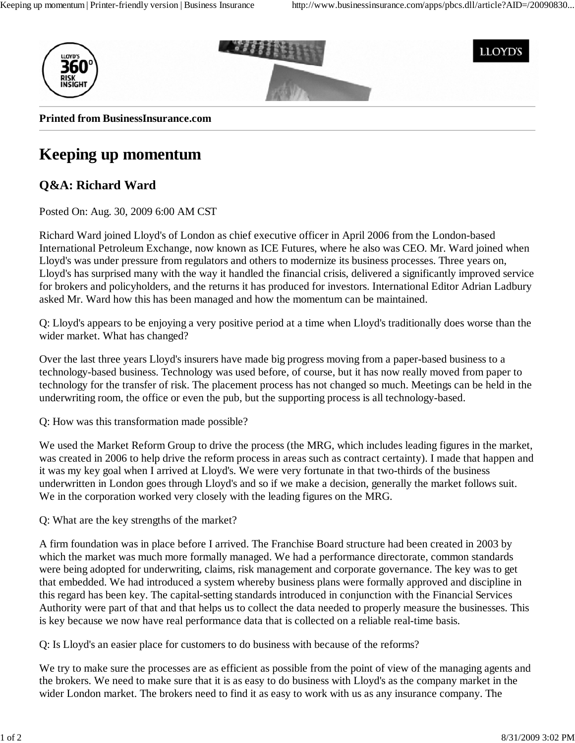**Printed from BusinessInsurance.com**

# Keeping up momentum

## Q&A: Richard Ward

Posted On: Aug. 30, 2009 6:00 AM CST

Richard Ward joined Lloyd's of London as chief executive officer in April 2006 from the London-based International Petroleum Exchange, now known as ICE Futures, where he also was CEO. Mr. Ward joined when Lloyd's was under pressure from regulators and others to modernize its business processes. Three years on, Lloyd's has surprised many with the way it handled the financial crisis, delivered a significantly improved service for brokers and policyholders, and the returns it has produced for investors. International Editor Adrian Ladbury asked Mr. Ward how this has been managed and how the momentum can be maintained.

Q: Lloyd's appears to be enjoying a very positive period at a time when Lloyd's traditionally does worse than the wider market. What has changed?

Over the last three years Lloyd's insurers have made big progress moving from a paper-based business to a technology-based business. Technology was used before, of course, but it has now really moved from paper to technology for the transfer of risk. The placement process has not changed so much. Meetings can be held in the underwriting room, the office or even the pub, but the supporting process is all technology-based.

Q: How was this transformation made possible?

We used the Market Reform Group to drive the process (the MRG, which includes leading figures in the market, was created in 2006 to help drive the reform process in areas such as contract certainty). I made that happen and it was my key goal when I arrived at Lloyd's. We were very fortunate in that two-thirds of the business underwritten in London goes through Lloyd's and so if we make a decision, generally the market follows suit. We in the corporation worked very closely with the leading figures on the MRG.

Q: What are the key strengths of the market?

A firm foundation was in place before I arrived. The Franchise Board structure had been created in 2003 by which the market was much more formally managed. We had a performance directorate, common standards were being adopted for underwriting, claims, risk management and corporate governance. The key was to get that embedded. We had introduced a system whereby business plans were formally approved and discipline in this regard has been key. The capital-setting standards introduced in conjunction with the Financial Services Authority were part of that and that helps us to collect the data needed to properly measure the businesses. This is key because we now have real performance data that is collected on a reliable real-time basis.

Q: Is Lloyd's an easier place for customers to do business with because of the reforms?

We try to make sure the processes are as efficient as possible from the point of view of the managing agents and the brokers. We need to make sure that it is as easy to do business with Lloyd's as the company market in the wider London market. The brokers need to find it as easy to work with us as any insurance company. The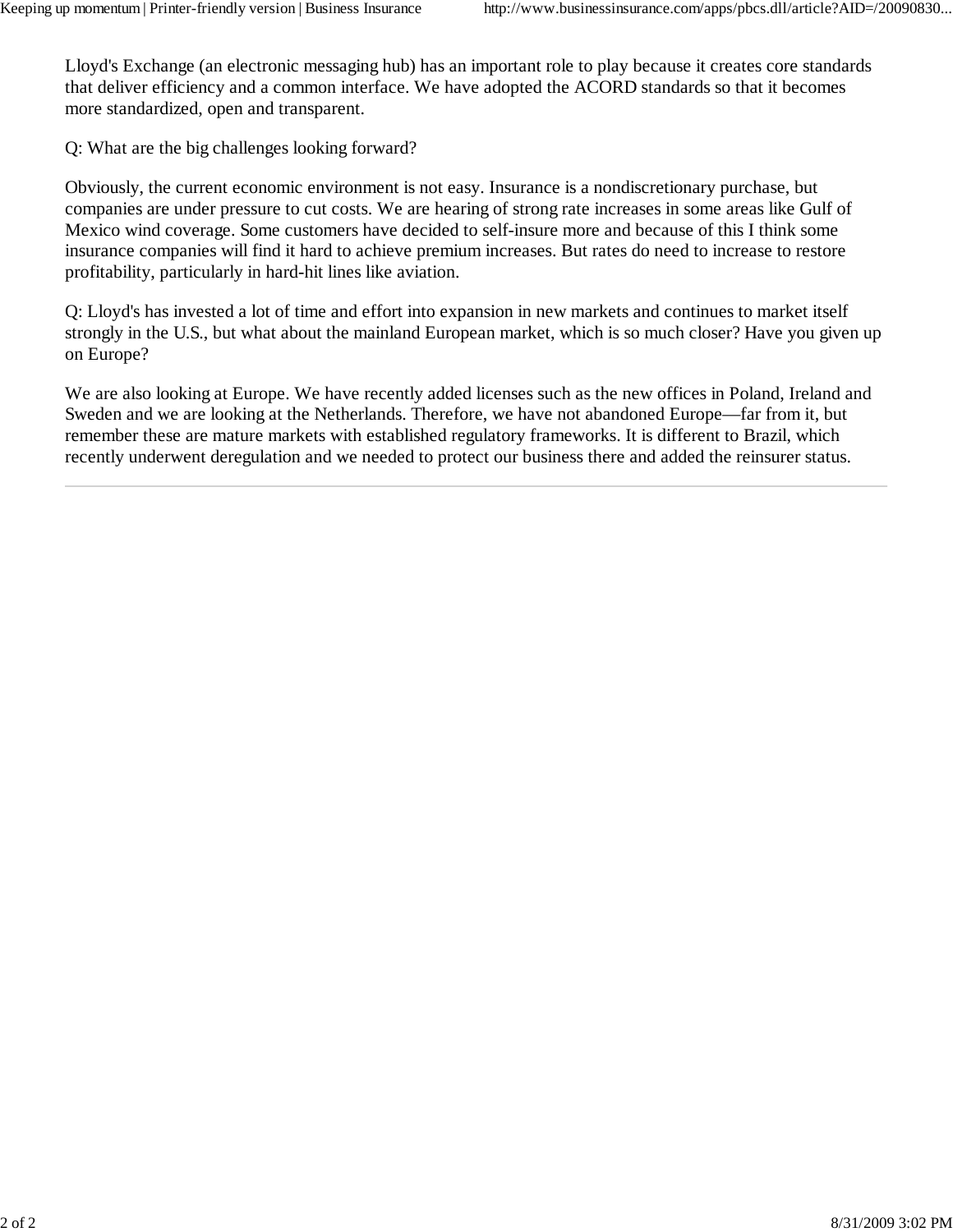Lloyd's Exchange (an electronic messaging hub) has an important role to play because it creates core standards that deliver efficiency and a common interface. We have adopted the ACORD standards so that it becomes more standardized, open and transparent.

Q: What are the big challenges looking forward?

Obviously, the current economic environment is not easy. Insurance is a nondiscretionary purchase, but companies are under pressure to cut costs. We are hearing of strong rate increases in some areas like Gulf of Mexico wind coverage. Some customers have decided to self-insure more and because of this I think some insurance companies will find it hard to achieve premium increases. But rates do need to increase to restore profitability, particularly in hard-hit lines like aviation.

Q: Lloyd's has invested a lot of time and effort into expansion in new markets and continues to market itself strongly in the U.S., but what about the mainland European market, which is so much closer? Have you given up on Europe?

We are also looking at Europe. We have recently added licenses such as the new offices in Poland, Ireland and Sweden and we are looking at the Netherlands. Therefore, we have not abandoned Europe—far from it, but remember these are mature markets with established regulatory frameworks. It is different to Brazil, which recently underwent deregulation and we needed to protect our business there and added the reinsurer status.

---